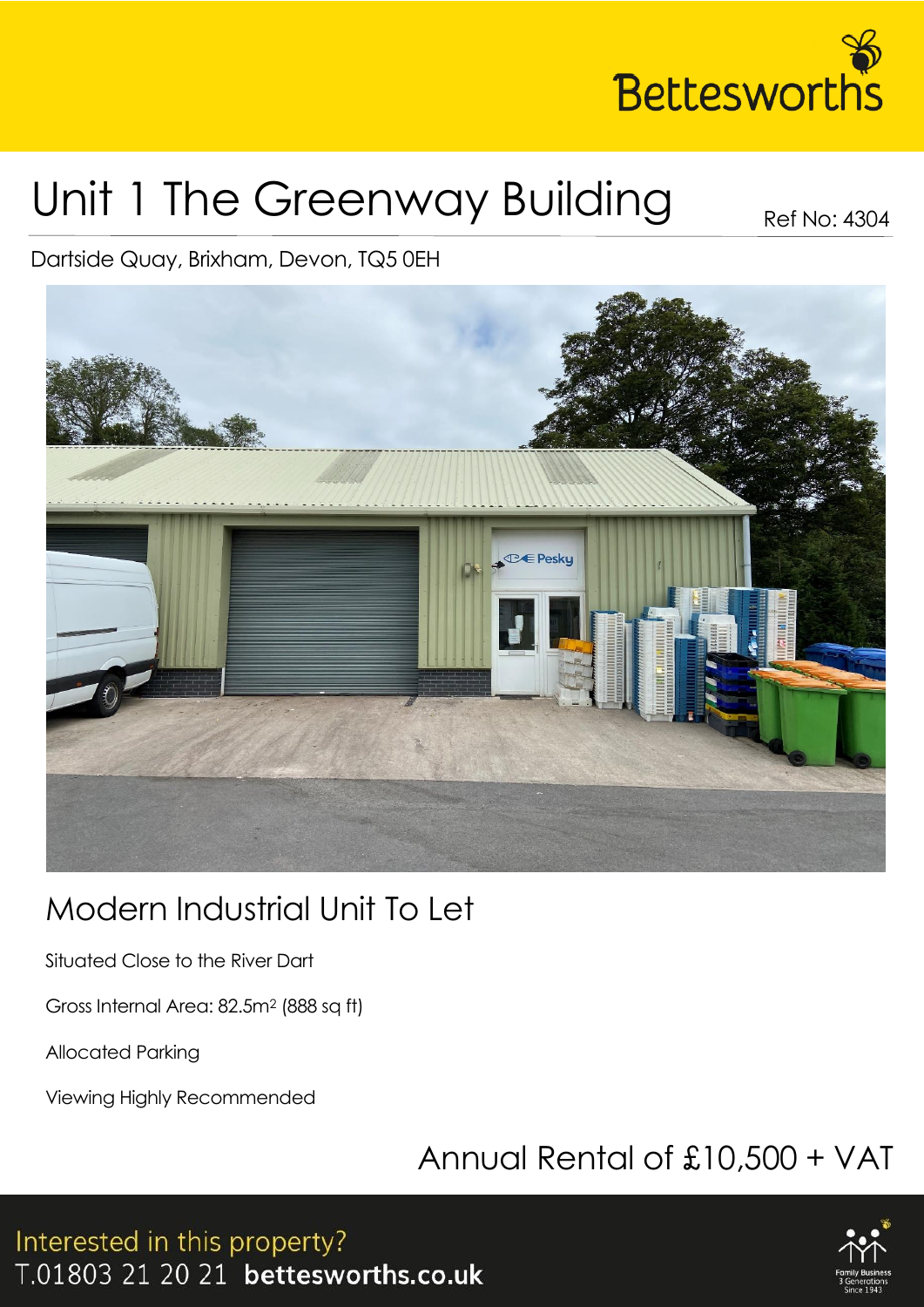Bettesworths

# Unit 1 The Greenway Building

Ref No: 4304

Dartside Quay, Brixham, Devon, TQ5 0EH

## Modern Industrial Unit To Let

Situated Close to the River Dart

Gross Internal Area: 82.5m$^2$ (888 sq ft)

Allocated Parking

Viewing Highly Recommended

## Annual Rental of £10,500 + VAT

Interested in this property?
T.01803 21 20 21 **bettesworths.co.uk**

Family Business 3 Generations Since 1943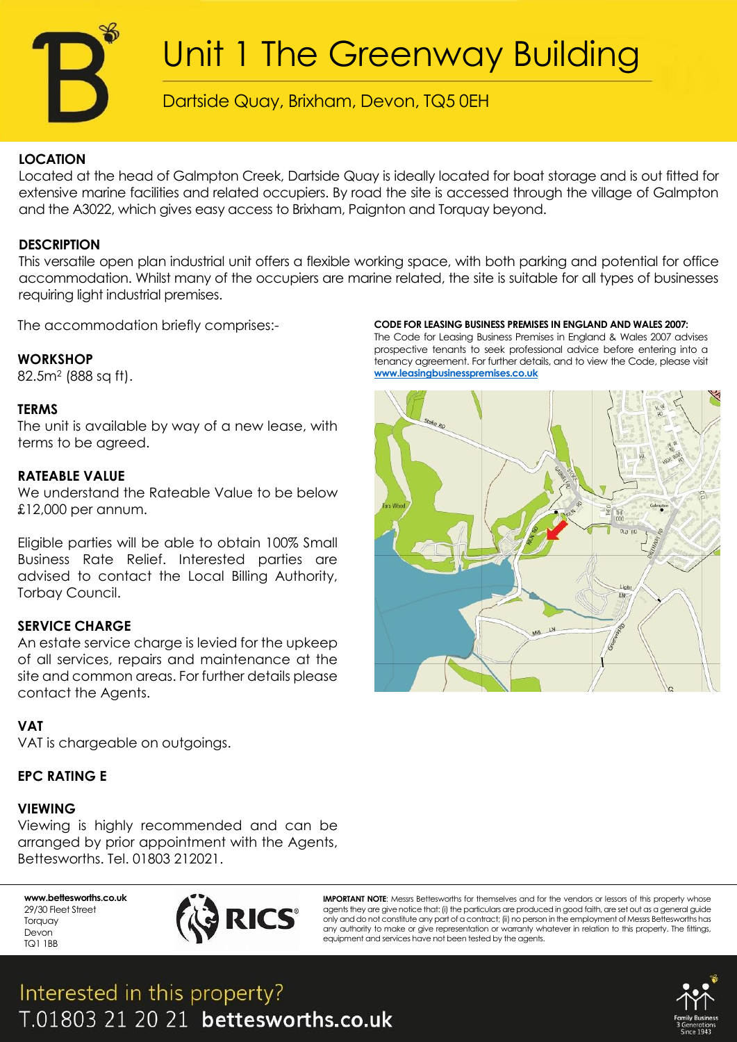# Unit 1 The Greenway Building

## Dartside Quay, Brixham, Devon, TQ5 0EH

### LOCATION

Located at the head of Galmpton Creek, Dartside Quay is ideally located for boat storage and is out fitted for extensive marine facilities and related occupiers. By road the site is accessed through the village of Galmpton and the A3022, which gives easy access to Brixham, Paignton and Torquay beyond.

### DESCRIPTION

This versatile open plan industrial unit offers a flexible working space, with both parking and potential for office accommodation. Whilst many of the occupiers are marine related, the site is suitable for all types of businesses requiring light industrial premises.

The accommodation briefly comprises:-

### WORKSHOP

82.5m$^2$ (888 sq ft).

### TERMS

The unit is available by way of a new lease, with terms to be agreed.

### RATEABLE VALUE

We understand the Rateable Value to be below £12,000 per annum.

Eligible parties will be able to obtain 100% Small Business Rate Relief. Interested parties are advised to contact the Local Billing Authority, Torbay Council.

### SERVICE CHARGE

An estate service charge is levied for the upkeep of all services, repairs and maintenance at the site and common areas. For further details please contact the Agents.

### VAT

VAT is chargeable on outgoings.

### EPC RATING E

### VIEWING

Viewing is highly recommended and can be arranged by prior appointment with the Agents, Bettesworths. Tel. 01803 212021.

**CODE FOR LEASING BUSINESS PREMISES IN ENGLAND AND WALES 2007:** The Code for Leasing Business Premises in England & Wales 2007 advises prospective tenants to seek professional advice before entering into a tenancy agreement. For further details, and to view the Code, please visit **www.leasingbusinesspremises.co.uk**

**www.bettesworths.co.uk**
29/30 Fleet Street
Torquay
Devon
TQ1 1BB

**IMPORTANT NOTE**: Messrs Bettesworths for themselves and for the vendors or lessors of this property whose agents they are give notice that: (i) the particulars are produced in good faith, are set out as a general guide only and do not constitute any part of a contract; (ii) no person in the employment of Messrs Bettesworths has any authority to make or give representation or warranty whatever in relation to this property. The fittings, equipment and services have not been tested by the agents.

Interested in this property?
T.01803 21 20 21 **bettesworths.co.uk**